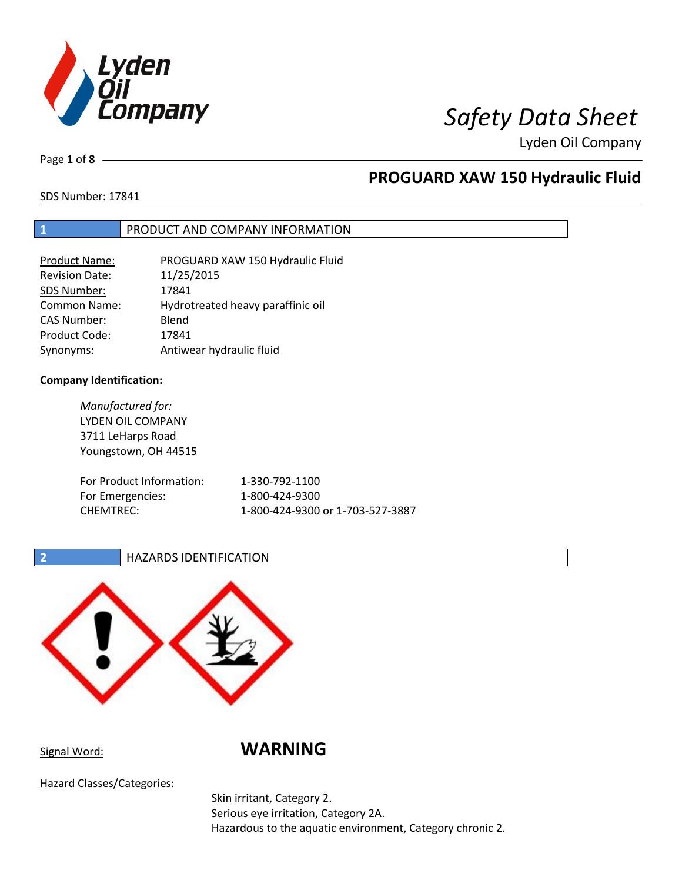# Safety Data Sheet

Lyden Oil Company

## PROGUARD XAW 150 Hydraulic Fluid

SDS Number: 17841

## 1 PRODUCT AND COMPANY INFORMATION

| | |
|---|---|
| Product Name: | PROGUARD XAW 150 Hydraulic Fluid |
| Revision Date: | 11/25/2015 |
| SDS Number: | 17841 |
| Common Name: | Hydrotreated heavy paraffinic oil |
| CAS Number: | Blend |
| Product Code: | 17841 |
| Synonyms: | Antiwear hydraulic fluid |

**Company Identification:**

*Manufactured for:*
LYDEN OIL COMPANY
3711 LeHarps Road
Youngstown, OH 44515

| | |
|---|---|
| For Product Information: | 1-330-792-1100 |
| For Emergencies: | 1-800-424-9300 |
| CHEMTREC: | 1-800-424-9300 or 1-703-527-3887 |

## 2 HAZARDS IDENTIFICATION

Signal Word: **WARNING**

Hazard Classes/Categories:

Skin irritant, Category 2.
Serious eye irritation, Category 2A.
Hazardous to the aquatic environment, Category chronic 2.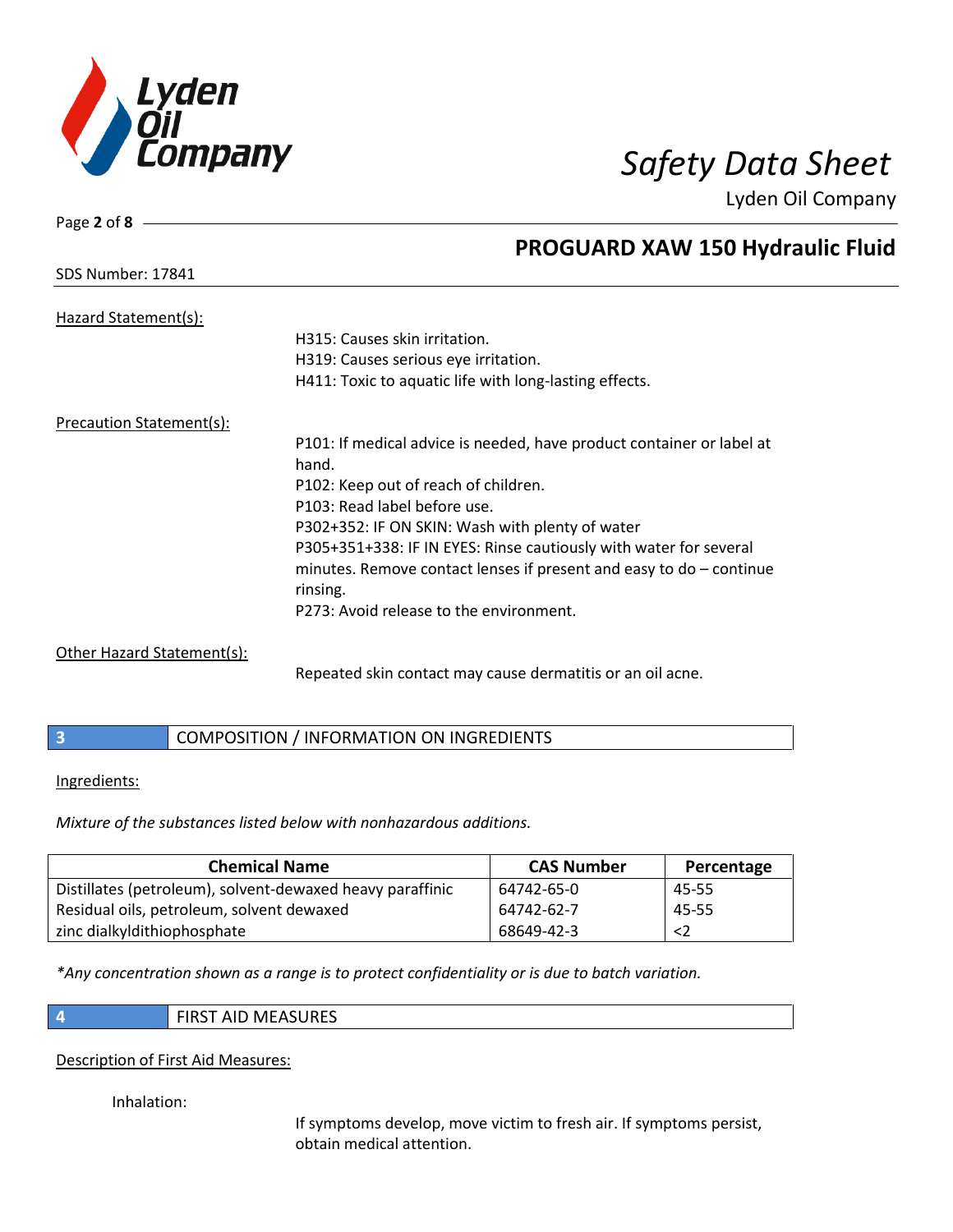Hazard Statement(s):

H315: Causes skin irritation.
H319: Causes serious eye irritation.
H411: Toxic to aquatic life with long-lasting effects.

Precaution Statement(s):

P101: If medical advice is needed, have product container or label at hand.
P102: Keep out of reach of children.
P103: Read label before use.
P302+352: IF ON SKIN: Wash with plenty of water
P305+351+338: IF IN EYES: Rinse cautiously with water for several minutes. Remove contact lenses if present and easy to do – continue rinsing.
P273: Avoid release to the environment.

Other Hazard Statement(s):

Repeated skin contact may cause dermatitis or an oil acne.

## 3 COMPOSITION / INFORMATION ON INGREDIENTS

Ingredients:

*Mixture of the substances listed below with nonhazardous additions.*

| Chemical Name | CAS Number | Percentage |
|---|---|---|
| Distillates (petroleum), solvent-dewaxed heavy paraffinic | 64742-65-0 | 45-55 |
| Residual oils, petroleum, solvent dewaxed | 64742-62-7 | 45-55 |
| zinc dialkyldithiophosphate | 68649-42-3 | <2 |

*\*Any concentration shown as a range is to protect confidentiality or is due to batch variation.*

## 4 FIRST AID MEASURES

Description of First Aid Measures:

Inhalation:

If symptoms develop, move victim to fresh air. If symptoms persist, obtain medical attention.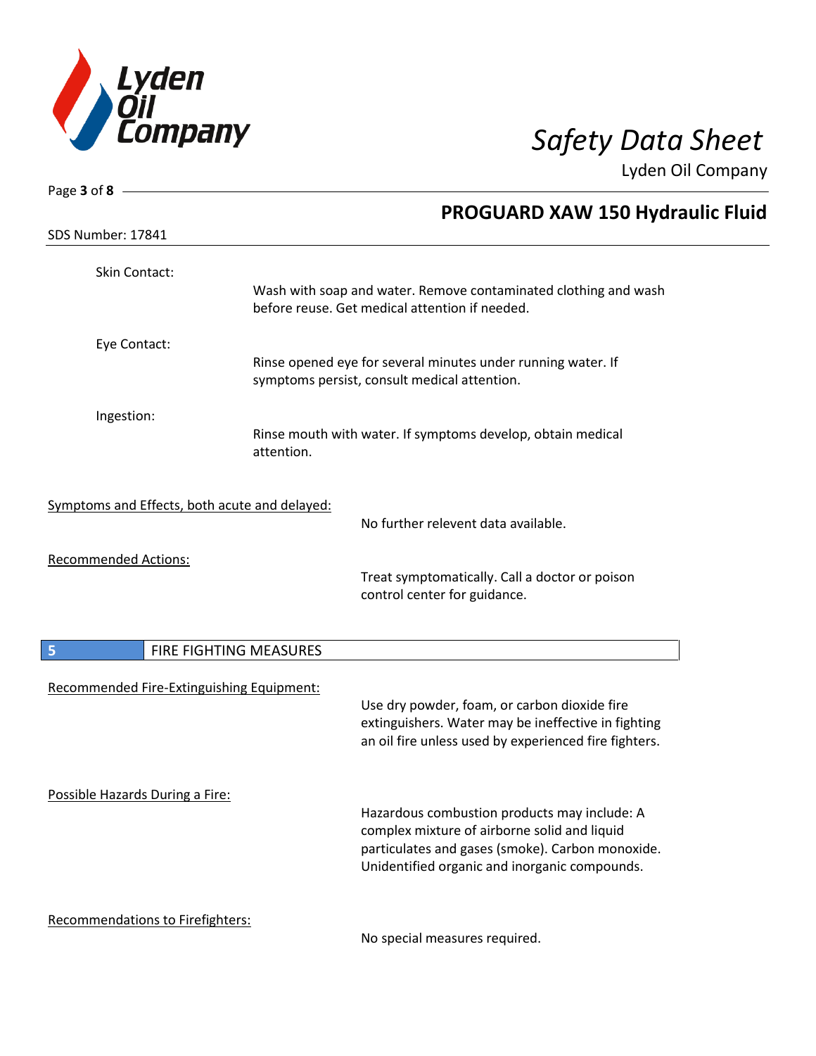Skin Contact:

Wash with soap and water. Remove contaminated clothing and wash before reuse. Get medical attention if needed.

Eye Contact:

Rinse opened eye for several minutes under running water. If symptoms persist, consult medical attention.

Ingestion:

Rinse mouth with water. If symptoms develop, obtain medical attention.

Symptoms and Effects, both acute and delayed:

No further relevent data available.

Recommended Actions:

Treat symptomatically. Call a doctor or poison control center for guidance.

## 5 FIRE FIGHTING MEASURES

Recommended Fire-Extinguishing Equipment:

Use dry powder, foam, or carbon dioxide fire extinguishers. Water may be ineffective in fighting an oil fire unless used by experienced fire fighters.

Possible Hazards During a Fire:

Hazardous combustion products may include: A complex mixture of airborne solid and liquid particulates and gases (smoke). Carbon monoxide. Unidentified organic and inorganic compounds.

Recommendations to Firefighters:

No special measures required.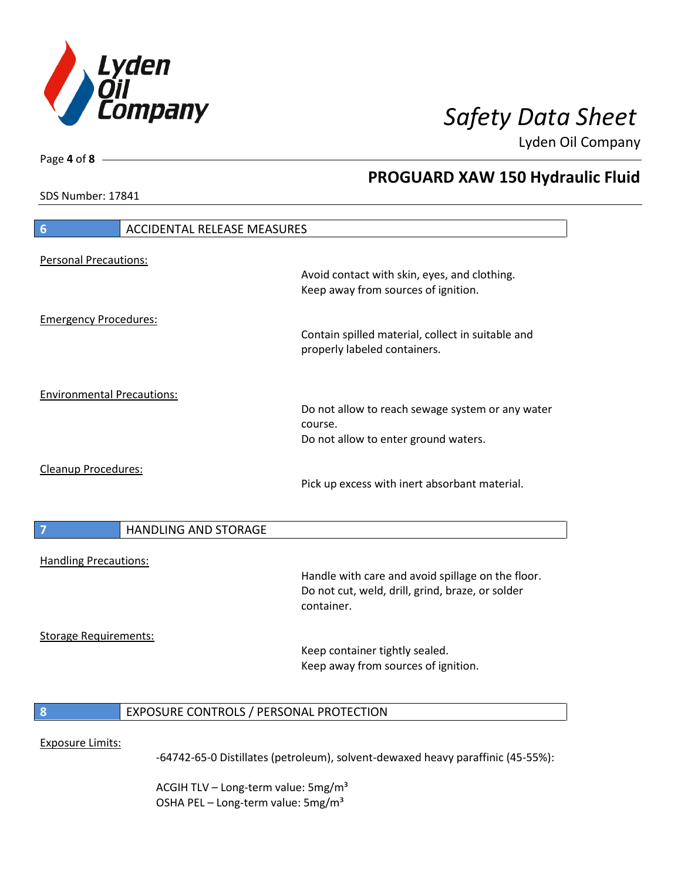## 6 ACCIDENTAL RELEASE MEASURES

Personal Precautions:

Avoid contact with skin, eyes, and clothing.
Keep away from sources of ignition.

Emergency Procedures:

Contain spilled material, collect in suitable and properly labeled containers.

Environmental Precautions:

Do not allow to reach sewage system or any water course.
Do not allow to enter ground waters.

Cleanup Procedures:

Pick up excess with inert absorbant material.

## 7 HANDLING AND STORAGE

Handling Precautions:

Handle with care and avoid spillage on the floor.
Do not cut, weld, drill, grind, braze, or solder container.

Storage Requirements:

Keep container tightly sealed.
Keep away from sources of ignition.

## 8 EXPOSURE CONTROLS / PERSONAL PROTECTION

Exposure Limits:

-64742-65-0 Distillates (petroleum), solvent-dewaxed heavy paraffinic (45-55%):

ACGIH TLV – Long-term value: 5mg/m³
OSHA PEL – Long-term value: 5mg/m³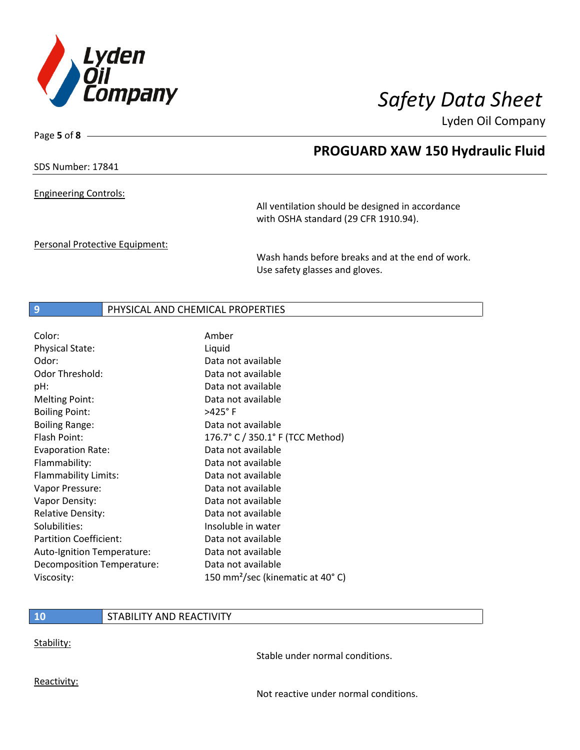Engineering Controls:

All ventilation should be designed in accordance with OSHA standard (29 CFR 1910.94).

Personal Protective Equipment:

Wash hands before breaks and at the end of work. Use safety glasses and gloves.

## 9 PHYSICAL AND CHEMICAL PROPERTIES

| Property | Value |
|---|---|
| Color: | Amber |
| Physical State: | Liquid |
| Odor: | Data not available |
| Odor Threshold: | Data not available |
| pH: | Data not available |
| Melting Point: | Data not available |
| Boiling Point: | >425° F |
| Boiling Range: | Data not available |
| Flash Point: | 176.7° C / 350.1° F (TCC Method) |
| Evaporation Rate: | Data not available |
| Flammability: | Data not available |
| Flammability Limits: | Data not available |
| Vapor Pressure: | Data not available |
| Vapor Density: | Data not available |
| Relative Density: | Data not available |
| Solubilities: | Insoluble in water |
| Partition Coefficient: | Data not available |
| Auto-Ignition Temperature: | Data not available |
| Decomposition Temperature: | Data not available |
| Viscosity: | 150 $mm^2$/sec (kinematic at 40° C) |

## 10 STABILITY AND REACTIVITY

Stability:

Stable under normal conditions.

Reactivity:

Not reactive under normal conditions.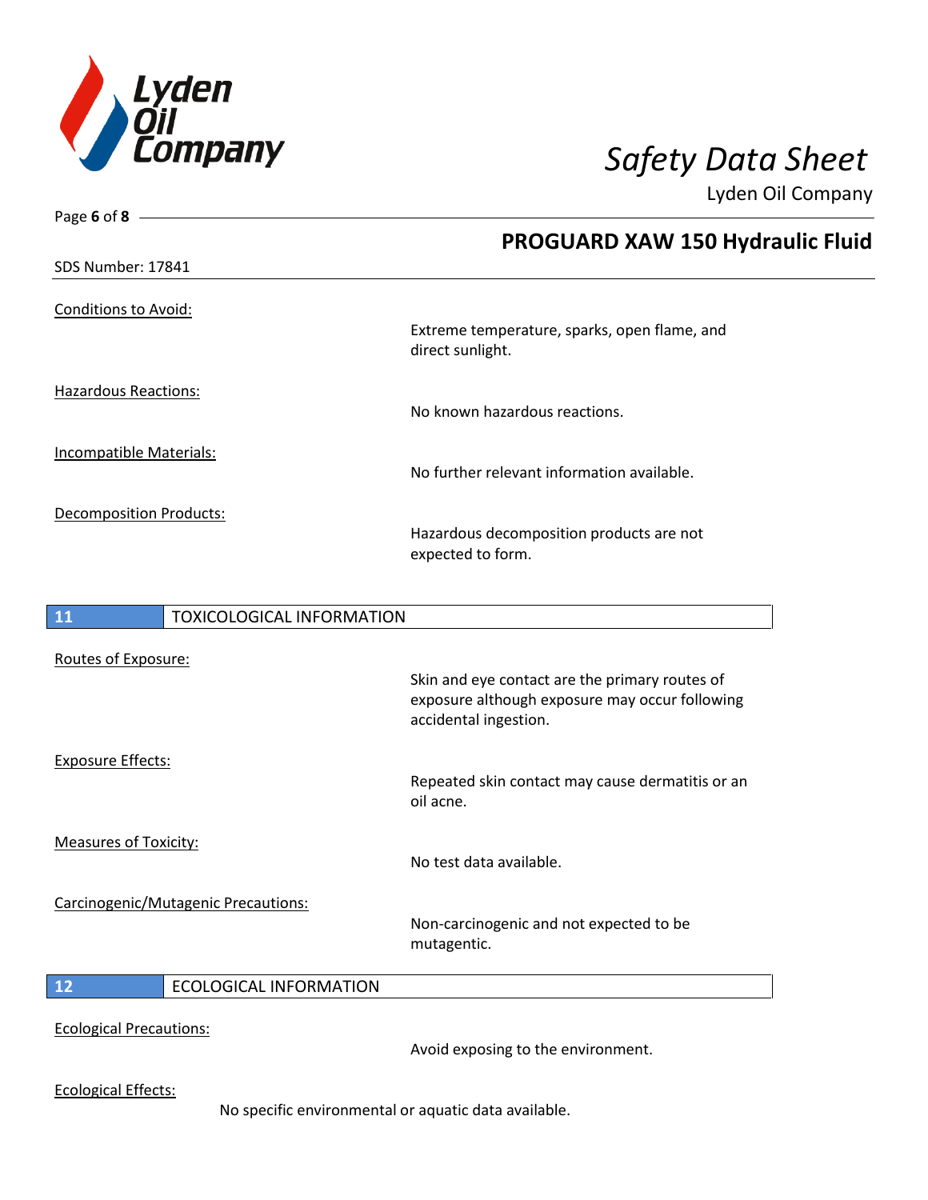Conditions to Avoid:

Extreme temperature, sparks, open flame, and direct sunlight.

Hazardous Reactions:

No known hazardous reactions.

Incompatible Materials:

No further relevant information available.

Decomposition Products:

Hazardous decomposition products are not expected to form.

## 11 TOXICOLOGICAL INFORMATION

Routes of Exposure:

Skin and eye contact are the primary routes of exposure although exposure may occur following accidental ingestion.

Exposure Effects:

Repeated skin contact may cause dermatitis or an oil acne.

Measures of Toxicity:

No test data available.

Carcinogenic/Mutagenic Precautions:

Non-carcinogenic and not expected to be mutagentic.

## 12 ECOLOGICAL INFORMATION

Ecological Precautions:

Avoid exposing to the environment.

Ecological Effects:

No specific environmental or aquatic data available.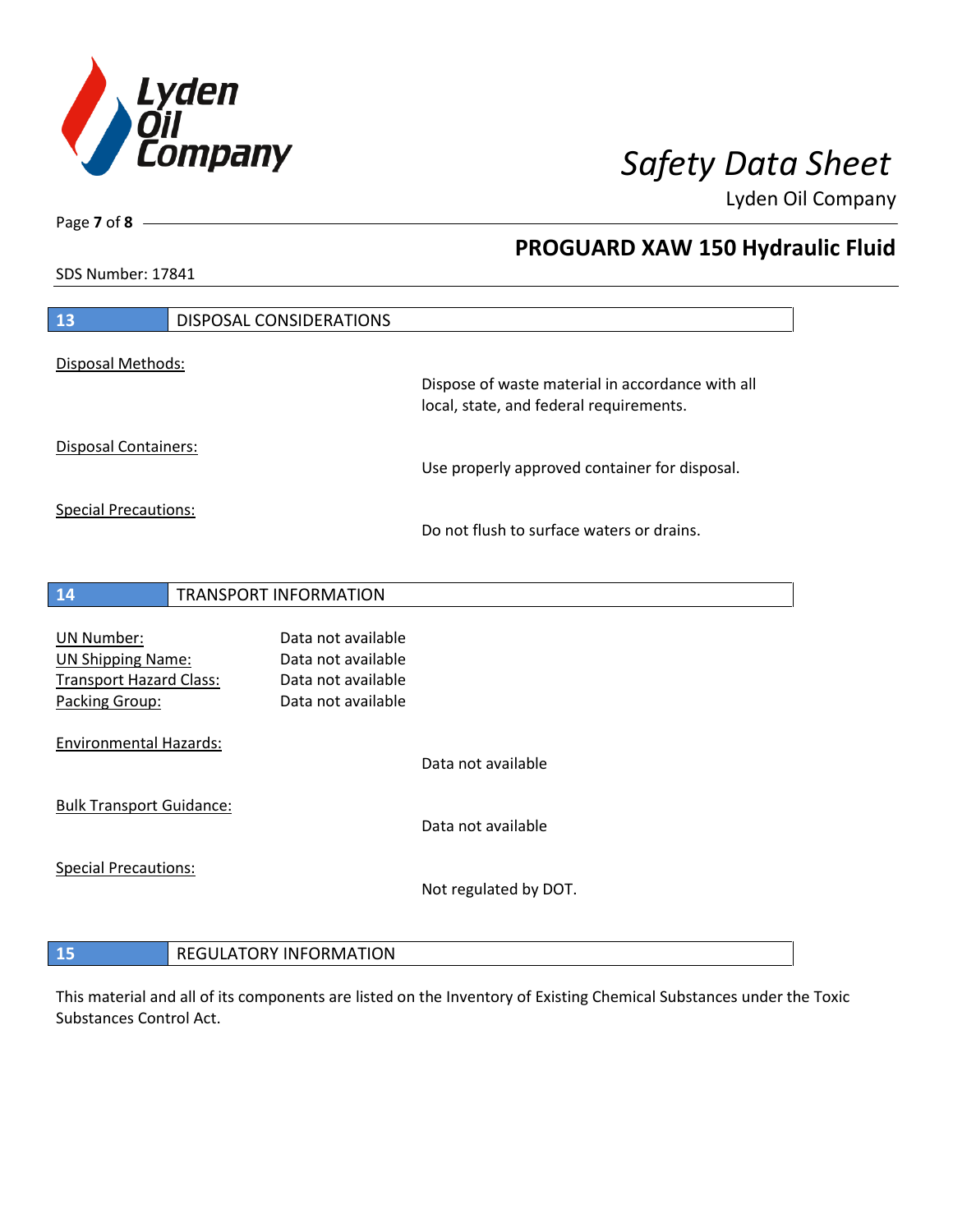## 13 DISPOSAL CONSIDERATIONS

Disposal Methods:

Dispose of waste material in accordance with all local, state, and federal requirements.

Disposal Containers:

Use properly approved container for disposal.

Special Precautions:

Do not flush to surface waters or drains.

## 14 TRANSPORT INFORMATION

| | |
|---|---|
| UN Number: | Data not available |
| UN Shipping Name: | Data not available |
| Transport Hazard Class: | Data not available |
| Packing Group: | Data not available |

Environmental Hazards:

Data not available

Bulk Transport Guidance:

Data not available

Special Precautions:

Not regulated by DOT.

## 15 REGULATORY INFORMATION

This material and all of its components are listed on the Inventory of Existing Chemical Substances under the Toxic Substances Control Act.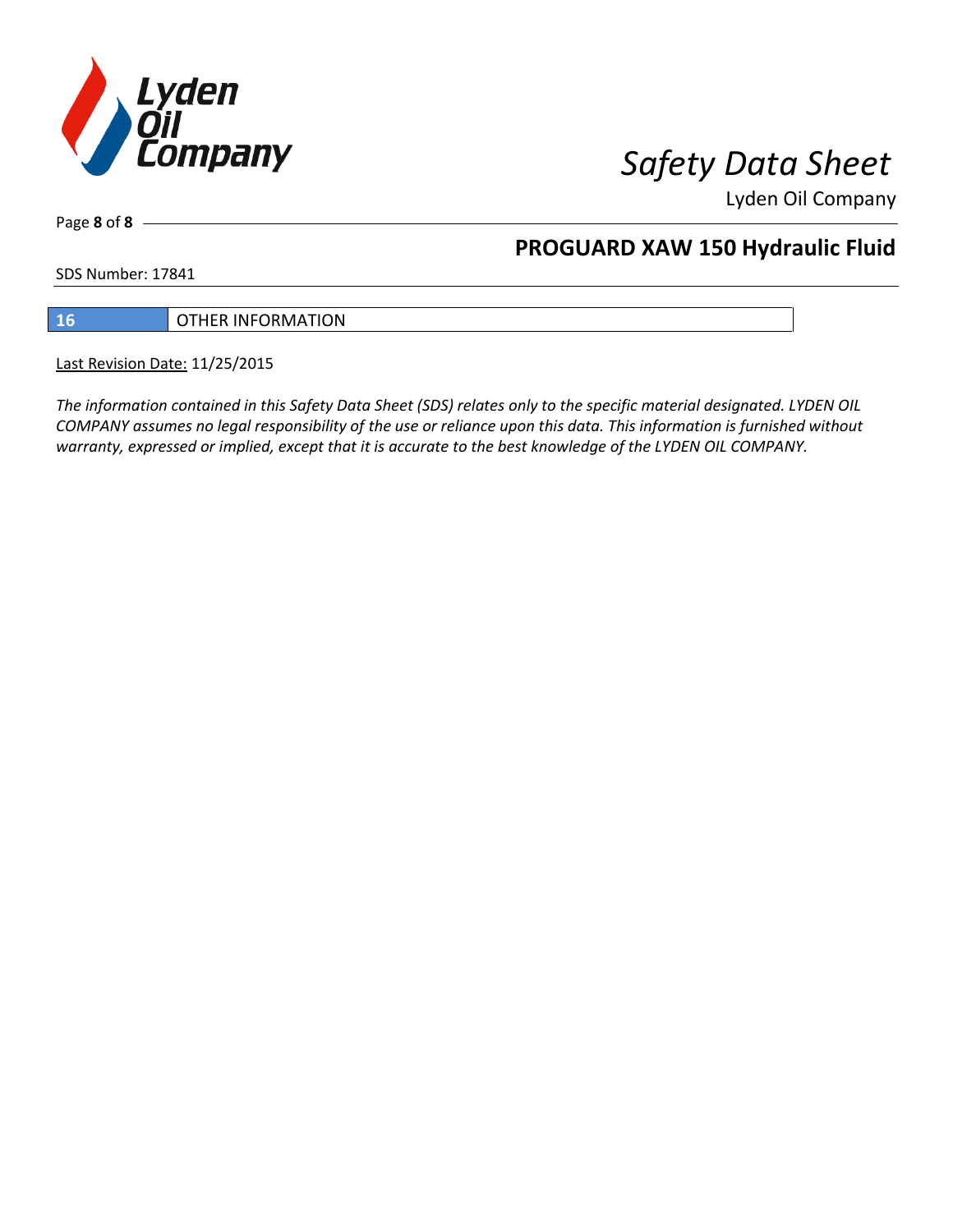## 16 OTHER INFORMATION

Last Revision Date: 11/25/2015

*The information contained in this Safety Data Sheet (SDS) relates only to the specific material designated. LYDEN OIL COMPANY assumes no legal responsibility of the use or reliance upon this data. This information is furnished without warranty, expressed or implied, except that it is accurate to the best knowledge of the LYDEN OIL COMPANY.*